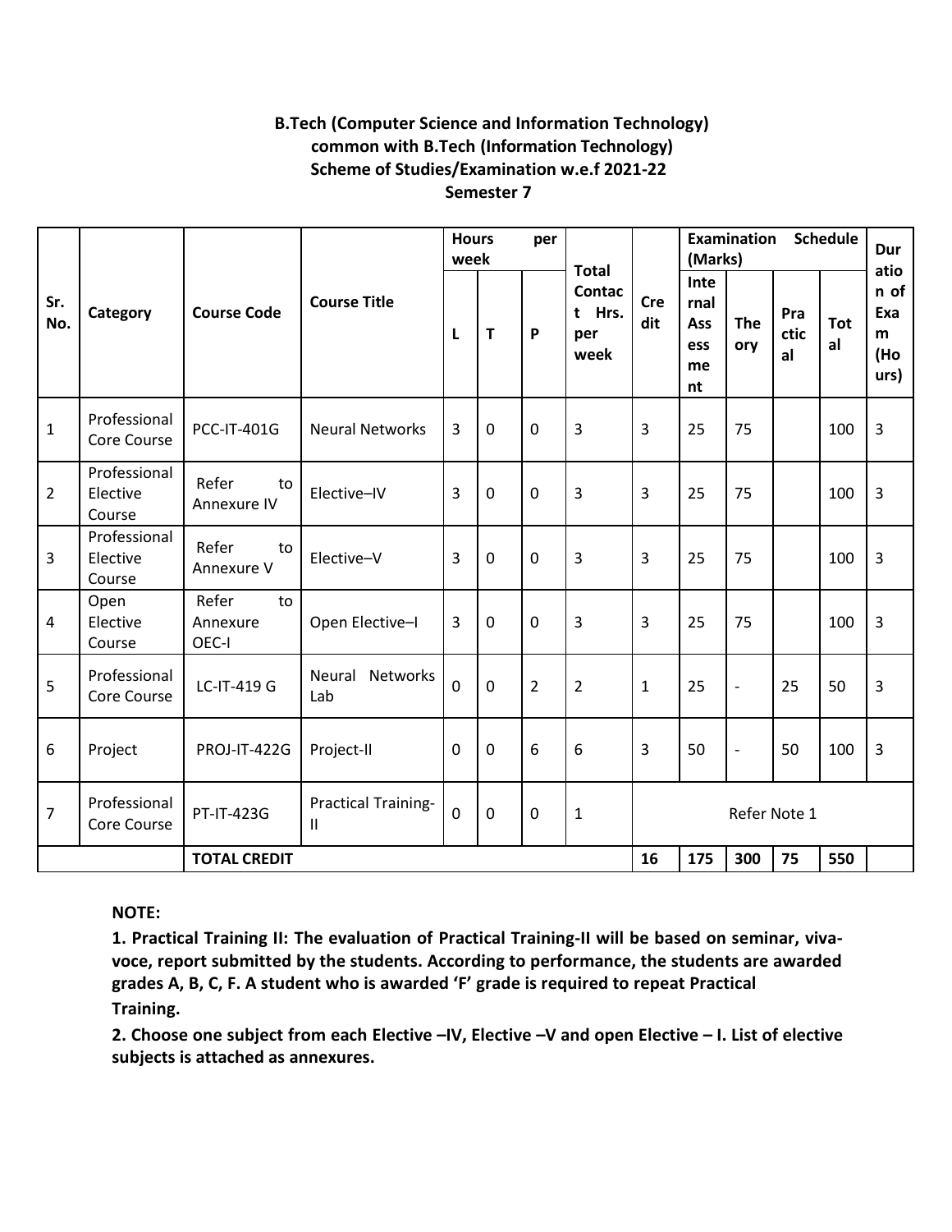**B.Tech (Computer Science and Information Technology)**
**common with B.Tech (Information Technology)**
**Scheme of Studies/Examination w.e.f 2021-22**
**Semester 7**

| Sr. No. | Category | Course Code | Course Title | Hours per week | | | Total Contact Hrs. per week | Credit | Examination Schedule (Marks) | | | | Duration of Exam (Hours) |
|---|---|---|---|---|---|---|---|---|---|---|---|---|---|
| | | | | L | T | P | | | Internal Assessment | Theory | Practical | Total | |
| 1 | Professional Core Course | PCC-IT-401G | Neural Networks | 3 | 0 | 0 | 3 | 3 | 25 | 75 | | 100 | 3 |
| 2 | Professional Elective Course | Refer to Annexure IV | Elective–IV | 3 | 0 | 0 | 3 | 3 | 25 | 75 | | 100 | 3 |
| 3 | Professional Elective Course | Refer to Annexure V | Elective–V | 3 | 0 | 0 | 3 | 3 | 25 | 75 | | 100 | 3 |
| 4 | Open Elective Course | Refer to Annexure OEC-I | Open Elective–I | 3 | 0 | 0 | 3 | 3 | 25 | 75 | | 100 | 3 |
| 5 | Professional Core Course | LC-IT-419 G | Neural Networks Lab | 0 | 0 | 2 | 2 | 1 | 25 | - | 25 | 50 | 3 |
| 6 | Project | PROJ-IT-422G | Project-II | 0 | 0 | 6 | 6 | 3 | 50 | - | 50 | 100 | 3 |
| 7 | Professional Core Course | PT-IT-423G | Practical Training-II | 0 | 0 | 0 | 1 | Refer Note 1 | | | | | |
| | | **TOTAL CREDIT** | | | | | | **16** | **175** | **300** | **75** | **550** | |

**NOTE:**

**1. Practical Training II: The evaluation of Practical Training-II will be based on seminar, viva-voce, report submitted by the students. According to performance, the students are awarded grades A, B, C, F. A student who is awarded 'F' grade is required to repeat Practical Training.**

**2. Choose one subject from each Elective –IV, Elective –V and open Elective – I. List of elective subjects is attached as annexures.**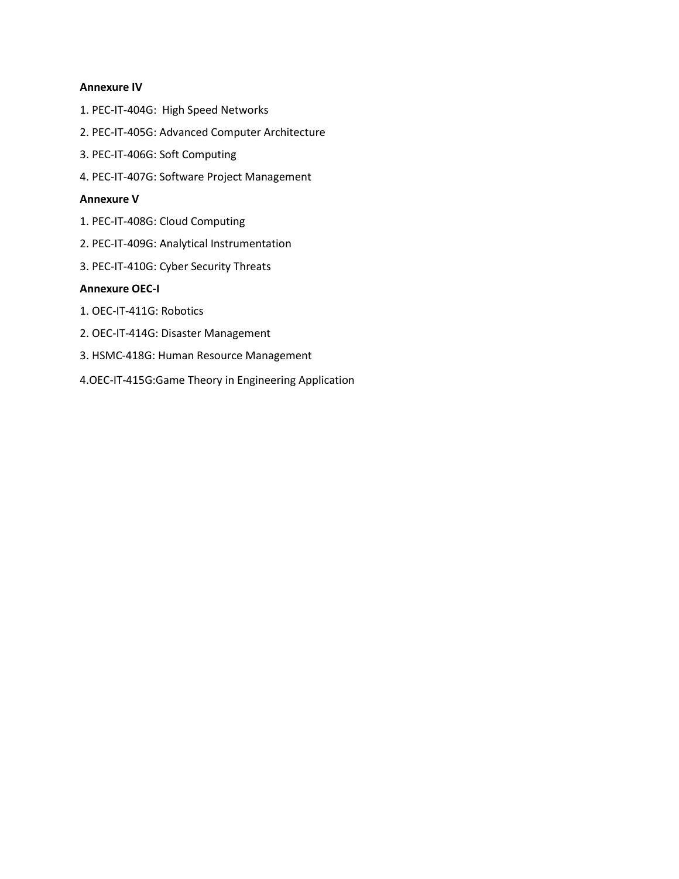**Annexure IV**

1. PEC-IT-404G: High Speed Networks

2. PEC-IT-405G: Advanced Computer Architecture

3. PEC-IT-406G: Soft Computing

4. PEC-IT-407G: Software Project Management

**Annexure V**

1. PEC-IT-408G: Cloud Computing

2. PEC-IT-409G: Analytical Instrumentation

3. PEC-IT-410G: Cyber Security Threats

**Annexure OEC-I**

1. OEC-IT-411G: Robotics

2. OEC-IT-414G: Disaster Management

3. HSMC-418G: Human Resource Management

4.OEC-IT-415G:Game Theory in Engineering Application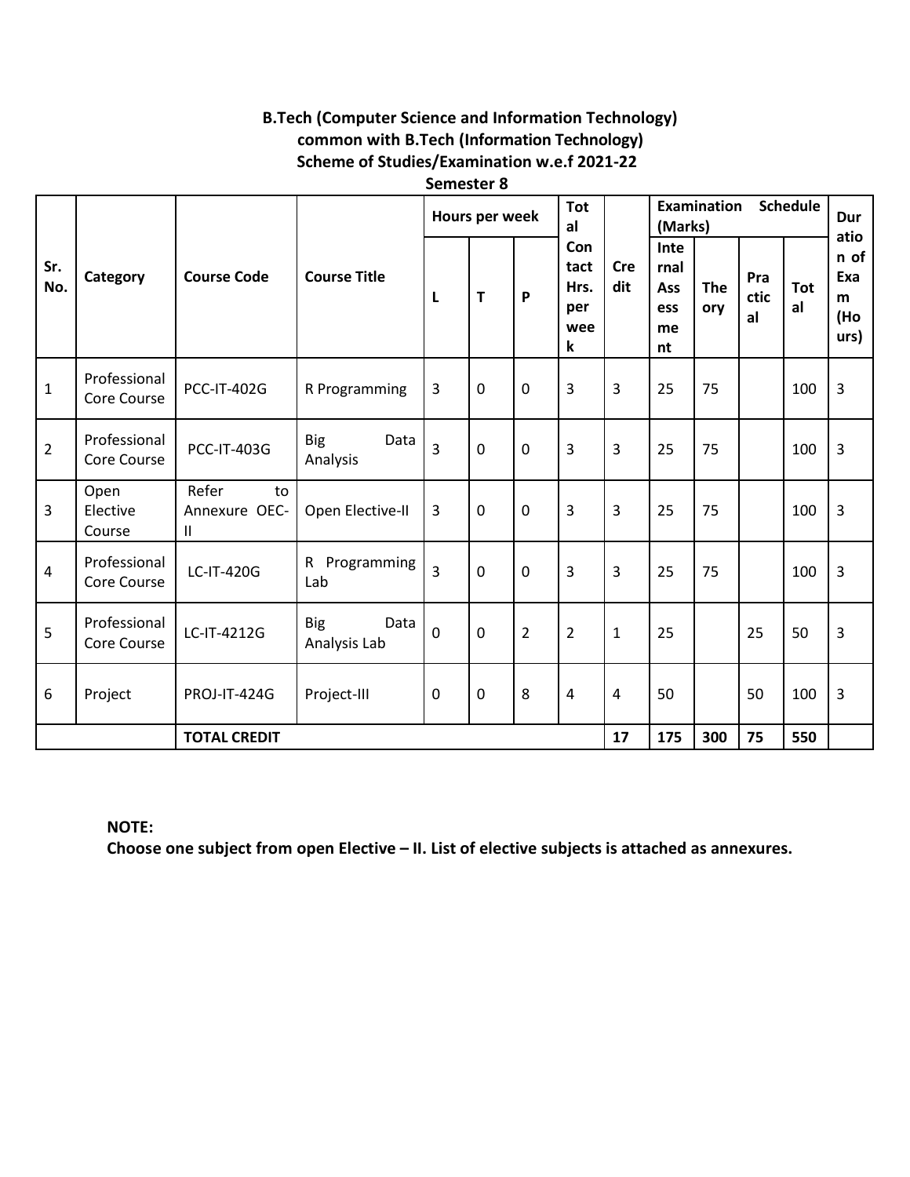**B.Tech (Computer Science and Information Technology)**
**common with B.Tech (Information Technology)**
**Scheme of Studies/Examination w.e.f 2021-22**
**Semester 8**

| Sr. No. | Category | Course Code | Course Title | Hours per week | | | Total Contact Hrs. per week | Credit | Examination Schedule (Marks) | | | | Duration of Exam (Hours) |
|---|---|---|---|---|---|---|---|---|---|---|---|---|---|
| | | | | L | T | P | | | Internal Assessment | Theory | Practical | Total | |
| 1 | Professional Core Course | PCC-IT-402G | R Programming | 3 | 0 | 0 | 3 | 3 | 25 | 75 | | 100 | 3 |
| 2 | Professional Core Course | PCC-IT-403G | Big Data Analysis | 3 | 0 | 0 | 3 | 3 | 25 | 75 | | 100 | 3 |
| 3 | Open Elective Course | Refer to Annexure OEC-II | Open Elective-II | 3 | 0 | 0 | 3 | 3 | 25 | 75 | | 100 | 3 |
| 4 | Professional Core Course | LC-IT-420G | R Programming Lab | 3 | 0 | 0 | 3 | 3 | 25 | 75 | | 100 | 3 |
| 5 | Professional Core Course | LC-IT-4212G | Big Data Analysis Lab | 0 | 0 | 2 | 2 | 1 | 25 | | 25 | 50 | 3 |
| 6 | Project | PROJ-IT-424G | Project-III | 0 | 0 | 8 | 4 | 4 | 50 | | 50 | 100 | 3 |
| | | **TOTAL CREDIT** | | | | | | **17** | **175** | **300** | **75** | **550** | |

**NOTE:**
**Choose one subject from open Elective – II. List of elective subjects is attached as annexures.**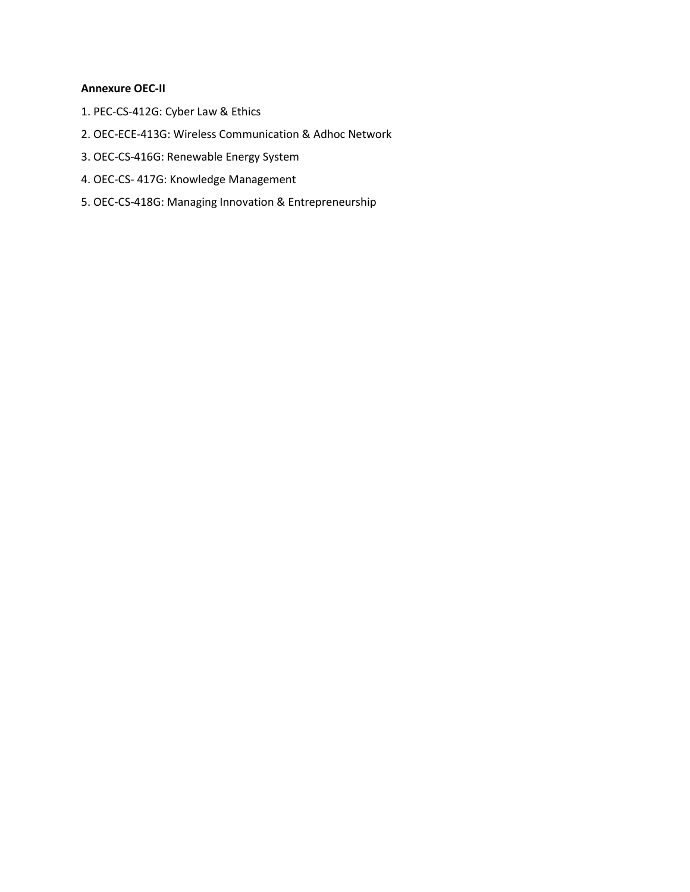**Annexure OEC-II**

1. PEC-CS-412G: Cyber Law & Ethics
2. OEC-ECE-413G: Wireless Communication & Adhoc Network
3. OEC-CS-416G: Renewable Energy System
4. OEC-CS- 417G: Knowledge Management
5. OEC-CS-418G: Managing Innovation & Entrepreneurship